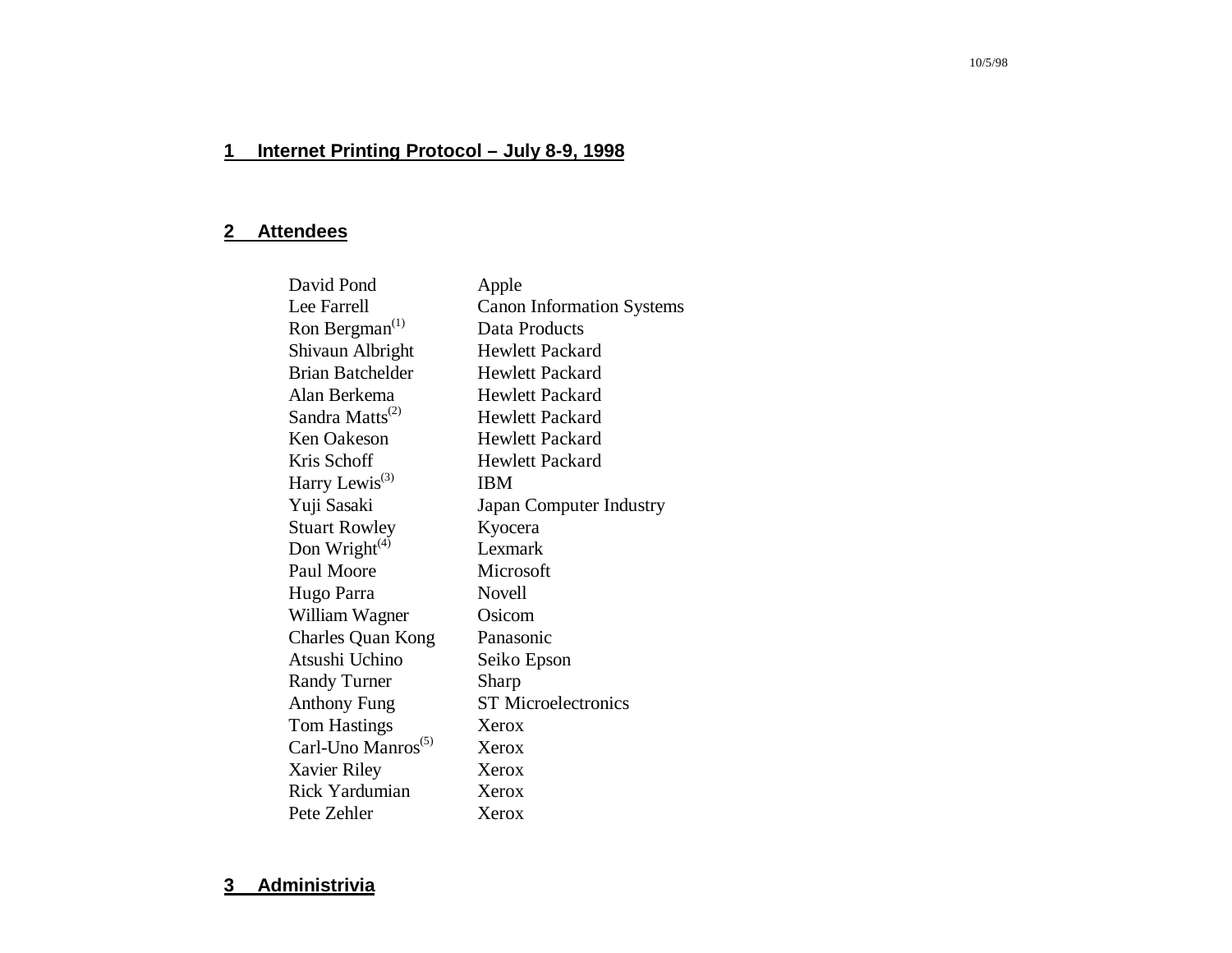## 1 Internet Printing Protocol – July 8-9, 1998

## 2 Attendees

| | |
|---|---|
| David Pond | Apple |
| Lee Farrell | Canon Information Systems |
| Ron Bergman[(1)] | Data Products |
| Shivaun Albright | Hewlett Packard |
| Brian Batchelder | Hewlett Packard |
| Alan Berkema | Hewlett Packard |
| Sandra Matts[(2)] | Hewlett Packard |
| Ken Oakeson | Hewlett Packard |
| Kris Schoff | Hewlett Packard |
| Harry Lewis[(3)] | IBM |
| Yuji Sasaki | Japan Computer Industry |
| Stuart Rowley | Kyocera |
| Don Wright[(4)] | Lexmark |
| Paul Moore | Microsoft |
| Hugo Parra | Novell |
| William Wagner | Osicom |
| Charles Quan Kong | Panasonic |
| Atsushi Uchino | Seiko Epson |
| Randy Turner | Sharp |
| Anthony Fung | ST Microelectronics |
| Tom Hastings | Xerox |
| Carl-Uno Manros[(5)] | Xerox |
| Xavier Riley | Xerox |
| Rick Yardumian | Xerox |
| Pete Zehler | Xerox |

## 3 Administrivia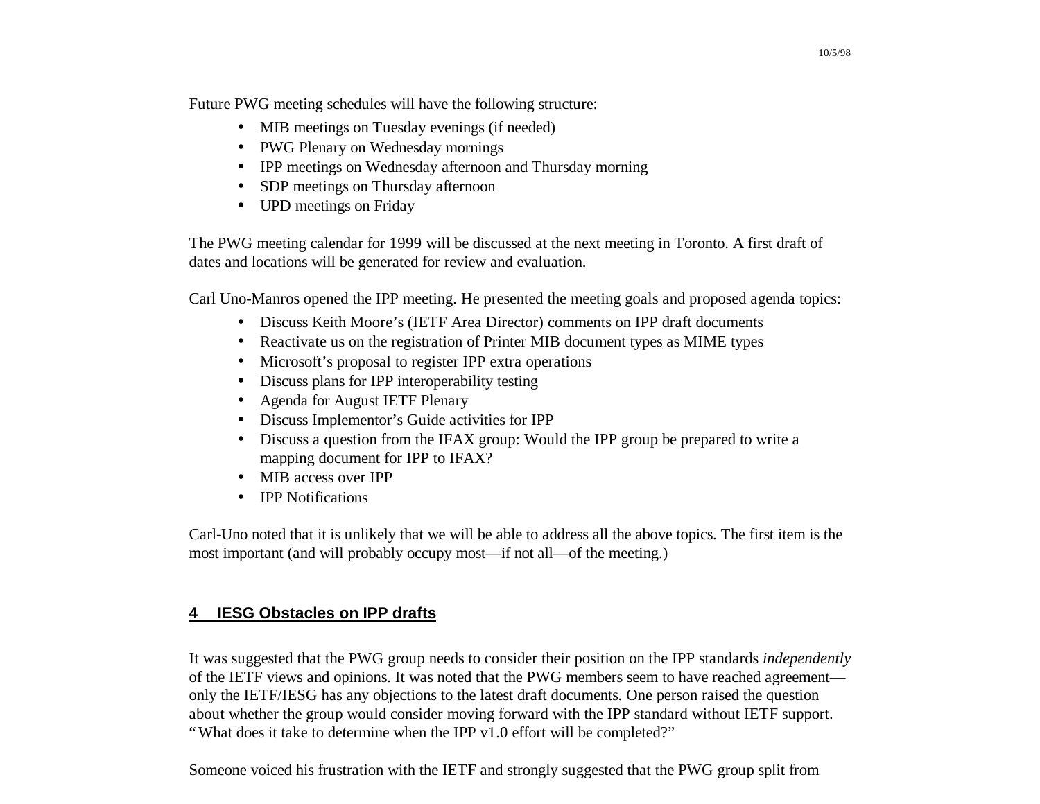Future PWG meeting schedules will have the following structure:

- MIB meetings on Tuesday evenings (if needed)
- PWG Plenary on Wednesday mornings
- IPP meetings on Wednesday afternoon and Thursday morning
- SDP meetings on Thursday afternoon
- UPD meetings on Friday

The PWG meeting calendar for 1999 will be discussed at the next meeting in Toronto. A first draft of dates and locations will be generated for review and evaluation.

Carl Uno-Manros opened the IPP meeting. He presented the meeting goals and proposed agenda topics:

- Discuss Keith Moore's (IETF Area Director) comments on IPP draft documents
- Reactivate us on the registration of Printer MIB document types as MIME types
- Microsoft's proposal to register IPP extra operations
- Discuss plans for IPP interoperability testing
- Agenda for August IETF Plenary
- Discuss Implementor's Guide activities for IPP
- Discuss a question from the IFAX group: Would the IPP group be prepared to write a mapping document for IPP to IFAX?
- MIB access over IPP
- IPP Notifications

Carl-Uno noted that it is unlikely that we will be able to address all the above topics. The first item is the most important (and will probably occupy most—if not all—of the meeting.)

## 4 IESG Obstacles on IPP drafts

It was suggested that the PWG group needs to consider their position on the IPP standards *independently* of the IETF views and opinions. It was noted that the PWG members seem to have reached agreement—only the IETF/IESG has any objections to the latest draft documents. One person raised the question about whether the group would consider moving forward with the IPP standard without IETF support. "What does it take to determine when the IPP v1.0 effort will be completed?"

Someone voiced his frustration with the IETF and strongly suggested that the PWG group split from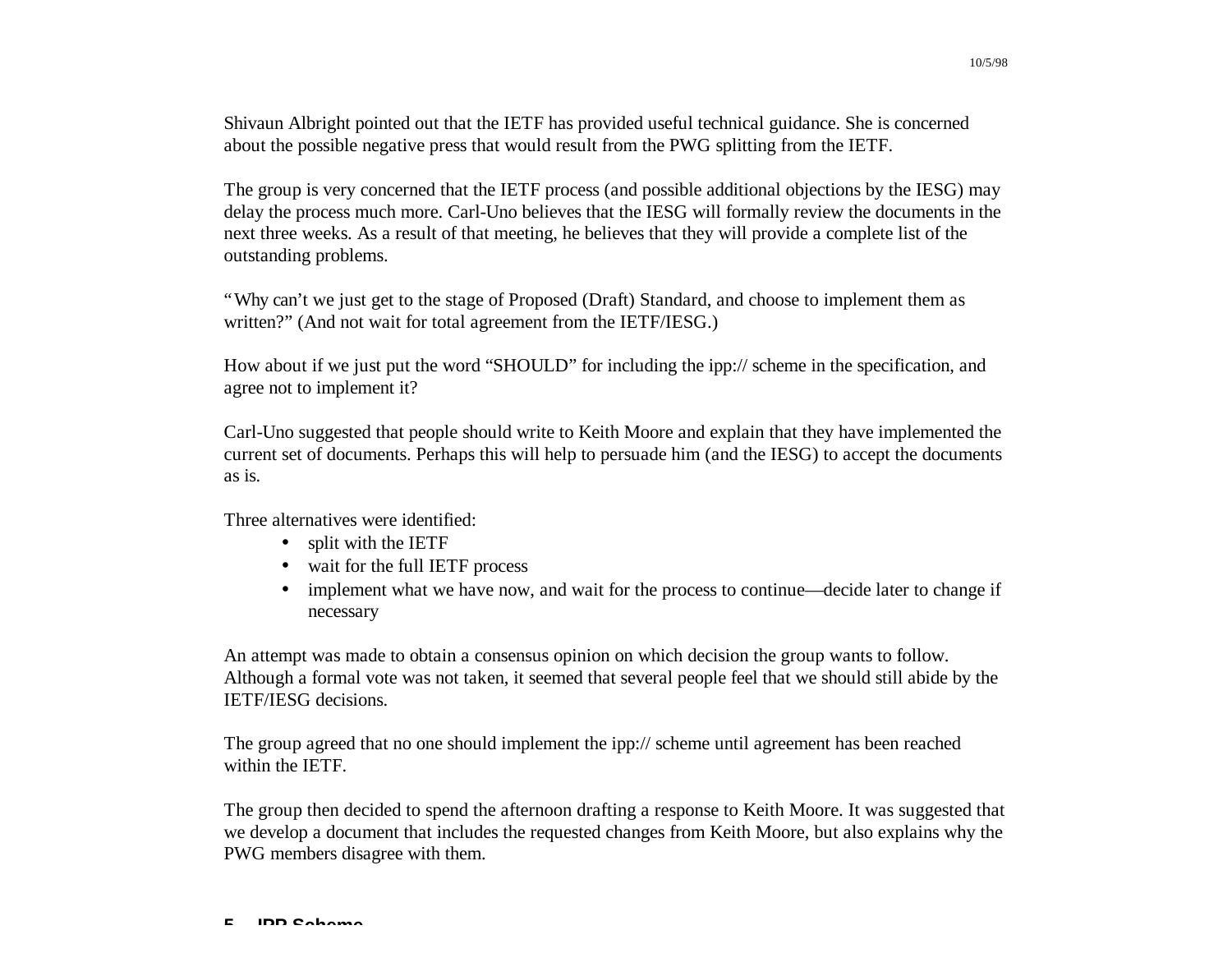Shivaun Albright pointed out that the IETF has provided useful technical guidance. She is concerned about the possible negative press that would result from the PWG splitting from the IETF.

The group is very concerned that the IETF process (and possible additional objections by the IESG) may delay the process much more. Carl-Uno believes that the IESG will formally review the documents in the next three weeks. As a result of that meeting, he believes that they will provide a complete list of the outstanding problems.

"Why can't we just get to the stage of Proposed (Draft) Standard, and choose to implement them as written?" (And not wait for total agreement from the IETF/IESG.)

How about if we just put the word "SHOULD" for including the ipp:// scheme in the specification, and agree not to implement it?

Carl-Uno suggested that people should write to Keith Moore and explain that they have implemented the current set of documents. Perhaps this will help to persuade him (and the IESG) to accept the documents as is.

Three alternatives were identified:

- split with the IETF
- wait for the full IETF process
- implement what we have now, and wait for the process to continue—decide later to change if necessary

An attempt was made to obtain a consensus opinion on which decision the group wants to follow. Although a formal vote was not taken, it seemed that several people feel that we should still abide by the IETF/IESG decisions.

The group agreed that no one should implement the ipp:// scheme until agreement has been reached within the IETF.

The group then decided to spend the afternoon drafting a response to Keith Moore. It was suggested that we develop a document that includes the requested changes from Keith Moore, but also explains why the PWG members disagree with them.

## 5 IPP Scheme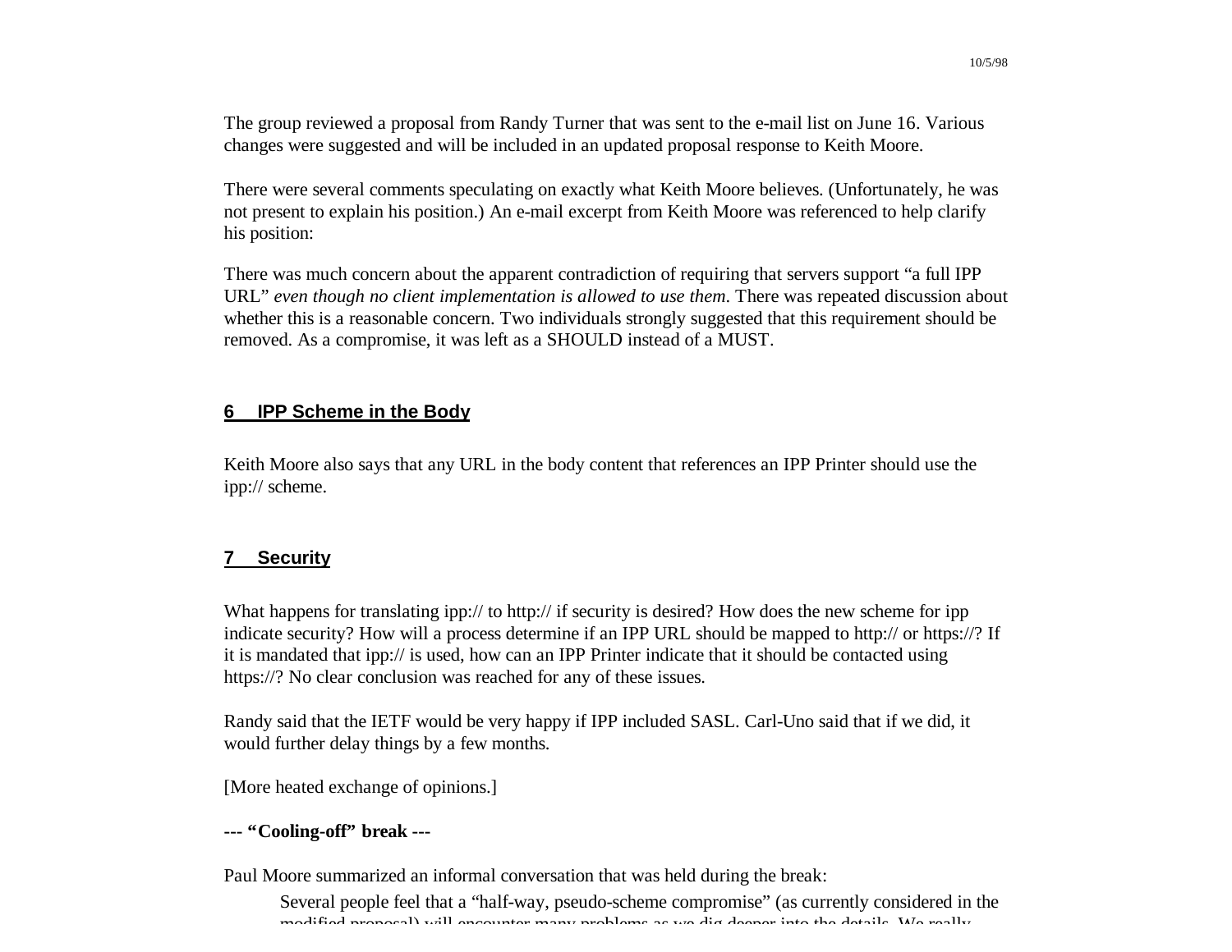The group reviewed a proposal from Randy Turner that was sent to the e-mail list on June 16. Various changes were suggested and will be included in an updated proposal response to Keith Moore.

There were several comments speculating on exactly what Keith Moore believes. (Unfortunately, he was not present to explain his position.) An e-mail excerpt from Keith Moore was referenced to help clarify his position:

There was much concern about the apparent contradiction of requiring that servers support "a full IPP URL" *even though no client implementation is allowed to use them*. There was repeated discussion about whether this is a reasonable concern. Two individuals strongly suggested that this requirement should be removed. As a compromise, it was left as a SHOULD instead of a MUST.

## 6 IPP Scheme in the Body

Keith Moore also says that any URL in the body content that references an IPP Printer should use the ipp:// scheme.

## 7 Security

What happens for translating ipp:// to http:// if security is desired? How does the new scheme for ipp indicate security? How will a process determine if an IPP URL should be mapped to http:// or https://? If it is mandated that ipp:// is used, how can an IPP Printer indicate that it should be contacted using https://? No clear conclusion was reached for any of these issues.

Randy said that the IETF would be very happy if IPP included SASL. Carl-Uno said that if we did, it would further delay things by a few months.

[More heated exchange of opinions.]

**--- "Cooling-off" break ---**

Paul Moore summarized an informal conversation that was held during the break:

> Several people feel that a "half-way, pseudo-scheme compromise" (as currently considered in the modified proposal) will encounter many problems as we dig deeper into the details. We really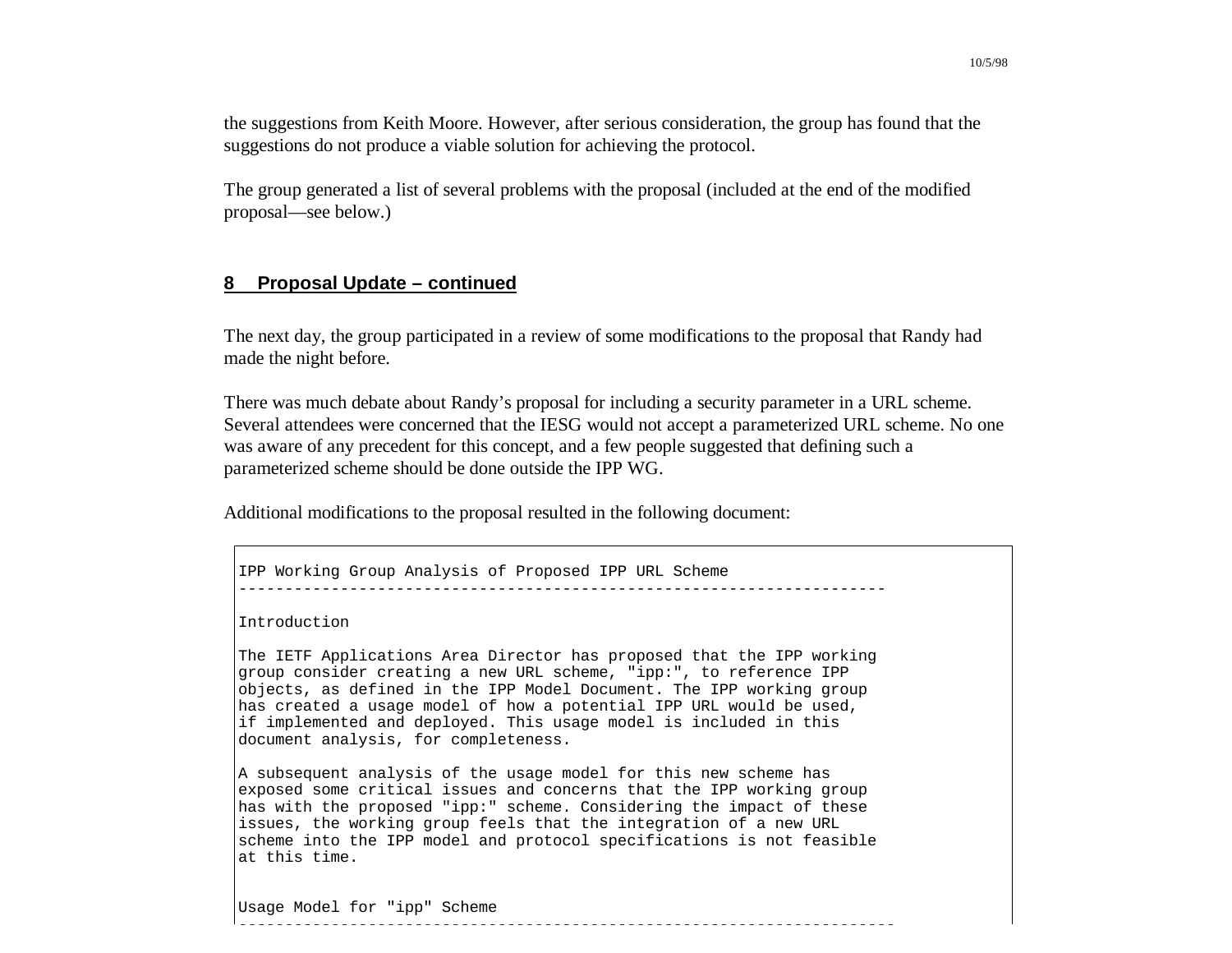the suggestions from Keith Moore. However, after serious consideration, the group has found that the suggestions do not produce a viable solution for achieving the protocol.

The group generated a list of several problems with the proposal (included at the end of the modified proposal—see below.)

## 8 Proposal Update – continued

The next day, the group participated in a review of some modifications to the proposal that Randy had made the night before.

There was much debate about Randy's proposal for including a security parameter in a URL scheme. Several attendees were concerned that the IESG would not accept a parameterized URL scheme. No one was aware of any precedent for this concept, and a few people suggested that defining such a parameterized scheme should be done outside the IPP WG.

Additional modifications to the proposal resulted in the following document:

```
IPP Working Group Analysis of Proposed IPP URL Scheme
----------------------------------------------------------------------

Introduction

The IETF Applications Area Director has proposed that the IPP working
group consider creating a new URL scheme, "ipp:", to reference IPP
objects, as defined in the IPP Model Document. The IPP working group
has created a usage model of how a potential IPP URL would be used,
if implemented and deployed. This usage model is included in this
document analysis, for completeness.

A subsequent analysis of the usage model for this new scheme has
exposed some critical issues and concerns that the IPP working group
has with the proposed "ipp:" scheme. Considering the impact of these
issues, the working group feels that the integration of a new URL
scheme into the IPP model and protocol specifications is not feasible
at this time.


Usage Model for "ipp" Scheme
----------------------------------------------------------------------
```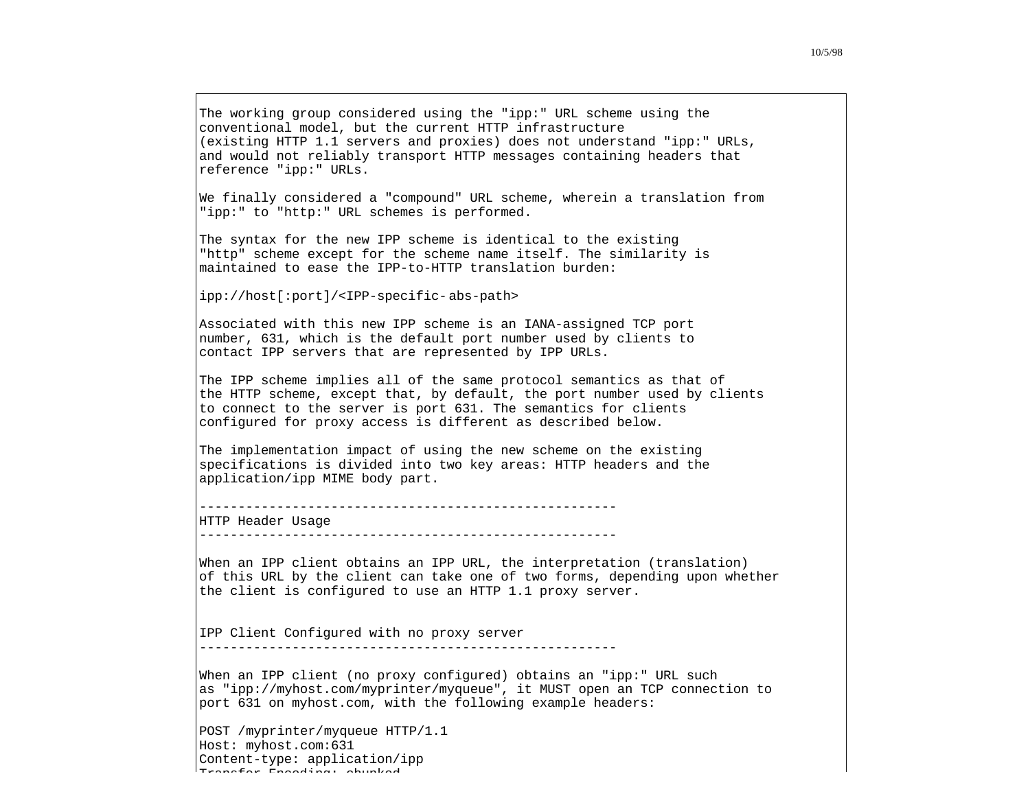The working group considered using the "ipp:" URL scheme using the conventional model, but the current HTTP infrastructure (existing HTTP 1.1 servers and proxies) does not understand "ipp:" URLs, and would not reliably transport HTTP messages containing headers that reference "ipp:" URLs.

We finally considered a "compound" URL scheme, wherein a translation from "ipp:" to "http:" URL schemes is performed.

The syntax for the new IPP scheme is identical to the existing "http" scheme except for the scheme name itself. The similarity is maintained to ease the IPP-to-HTTP translation burden:

```
ipp://host[:port]/<IPP-specific-abs-path>
```

Associated with this new IPP scheme is an IANA-assigned TCP port number, 631, which is the default port number used by clients to contact IPP servers that are represented by IPP URLs.

The IPP scheme implies all of the same protocol semantics as that of the HTTP scheme, except that, by default, the port number used by clients to connect to the server is port 631. The semantics for clients configured for proxy access is different as described below.

The implementation impact of using the new scheme on the existing specifications is divided into two key areas: HTTP headers and the application/ipp MIME body part.

## HTTP Header Usage

When an IPP client obtains an IPP URL, the interpretation (translation) of this URL by the client can take one of two forms, depending upon whether the client is configured to use an HTTP 1.1 proxy server.

### IPP Client Configured with no proxy server

When an IPP client (no proxy configured) obtains an "ipp:" URL such as "ipp://myhost.com/myprinter/myqueue", it MUST open an TCP connection to port 631 on myhost.com, with the following example headers:

```
POST /myprinter/myqueue HTTP/1.1
Host: myhost.com:631
Content-type: application/ipp
Transfer-Encoding: chunked
```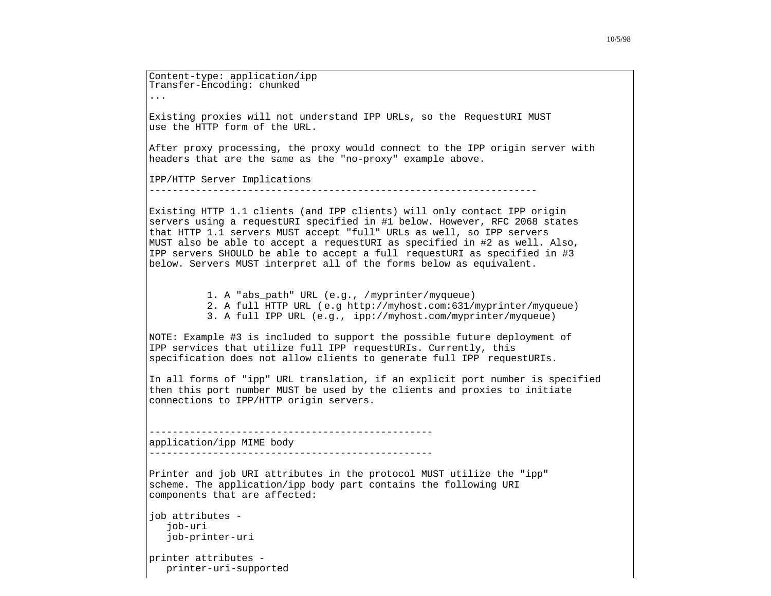```
Content-type: application/ipp
Transfer-Encoding: chunked
...
```

Existing proxies will not understand IPP URLs, so the RequestURI MUST use the HTTP form of the URL.

After proxy processing, the proxy would connect to the IPP origin server with headers that are the same as the "no-proxy" example above.

## IPP/HTTP Server Implications

Existing HTTP 1.1 clients (and IPP clients) will only contact IPP origin servers using a requestURI specified in #1 below. However, RFC 2068 states that HTTP 1.1 servers MUST accept "full" URLs as well, so IPP servers MUST also be able to accept a requestURI as specified in #2 as well. Also, IPP servers SHOULD be able to accept a full requestURI as specified in #3 below. Servers MUST interpret all of the forms below as equivalent.

1. A "abs_path" URL (e.g., /myprinter/myqueue)
2. A full HTTP URL (e.g http://myhost.com:631/myprinter/myqueue)
3. A full IPP URL (e.g., ipp://myhost.com/myprinter/myqueue)

NOTE: Example #3 is included to support the possible future deployment of IPP services that utilize full IPP requestURIs. Currently, this specification does not allow clients to generate full IPP requestURIs.

In all forms of "ipp" URL translation, if an explicit port number is specified then this port number MUST be used by the clients and proxies to initiate connections to IPP/HTTP origin servers.

## application/ipp MIME body

Printer and job URI attributes in the protocol MUST utilize the "ipp" scheme. The application/ipp body part contains the following URI components that are affected:

job attributes -
- job-uri
- job-printer-uri

printer attributes -
- printer-uri-supported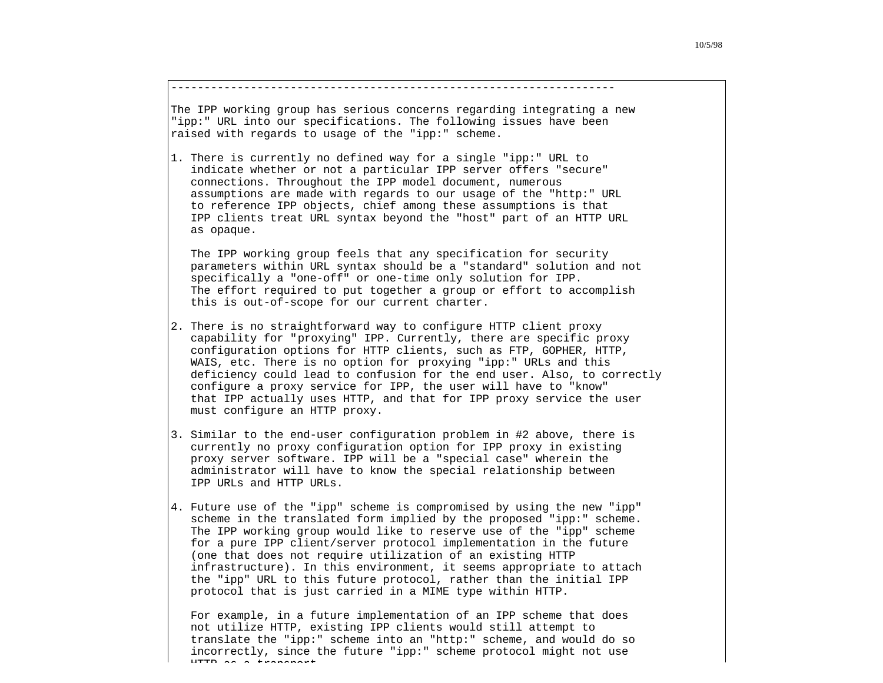------------------------------------------------------------------

The IPP working group has serious concerns regarding integrating a new "ipp:" URL into our specifications. The following issues have been raised with regards to usage of the "ipp:" scheme.

1. There is currently no defined way for a single "ipp:" URL to indicate whether or not a particular IPP server offers "secure" connections. Throughout the IPP model document, numerous assumptions are made with regards to our usage of the "http:" URL to reference IPP objects, chief among these assumptions is that IPP clients treat URL syntax beyond the "host" part of an HTTP URL as opaque.

   The IPP working group feels that any specification for security parameters within URL syntax should be a "standard" solution and not specifically a "one-off" or one-time only solution for IPP. The effort required to put together a group or effort to accomplish this is out-of-scope for our current charter.

2. There is no straightforward way to configure HTTP client proxy capability for "proxying" IPP. Currently, there are specific proxy configuration options for HTTP clients, such as FTP, GOPHER, HTTP, WAIS, etc. There is no option for proxying "ipp:" URLs and this deficiency could lead to confusion for the end user. Also, to correctly configure a proxy service for IPP, the user will have to "know" that IPP actually uses HTTP, and that for IPP proxy service the user must configure an HTTP proxy.

3. Similar to the end-user configuration problem in #2 above, there is currently no proxy configuration option for IPP proxy in existing proxy server software. IPP will be a "special case" wherein the administrator will have to know the special relationship between IPP URLs and HTTP URLs.

4. Future use of the "ipp" scheme is compromised by using the new "ipp" scheme in the translated form implied by the proposed "ipp:" scheme. The IPP working group would like to reserve use of the "ipp" scheme for a pure IPP client/server protocol implementation in the future (one that does not require utilization of an existing HTTP infrastructure). In this environment, it seems appropriate to attach the "ipp" URL to this future protocol, rather than the initial IPP protocol that is just carried in a MIME type within HTTP.

   For example, in a future implementation of an IPP scheme that does not utilize HTTP, existing IPP clients would still attempt to translate the "ipp:" scheme into an "http:" scheme, and would do so incorrectly, since the future "ipp:" scheme protocol might not use HTTP as a transport.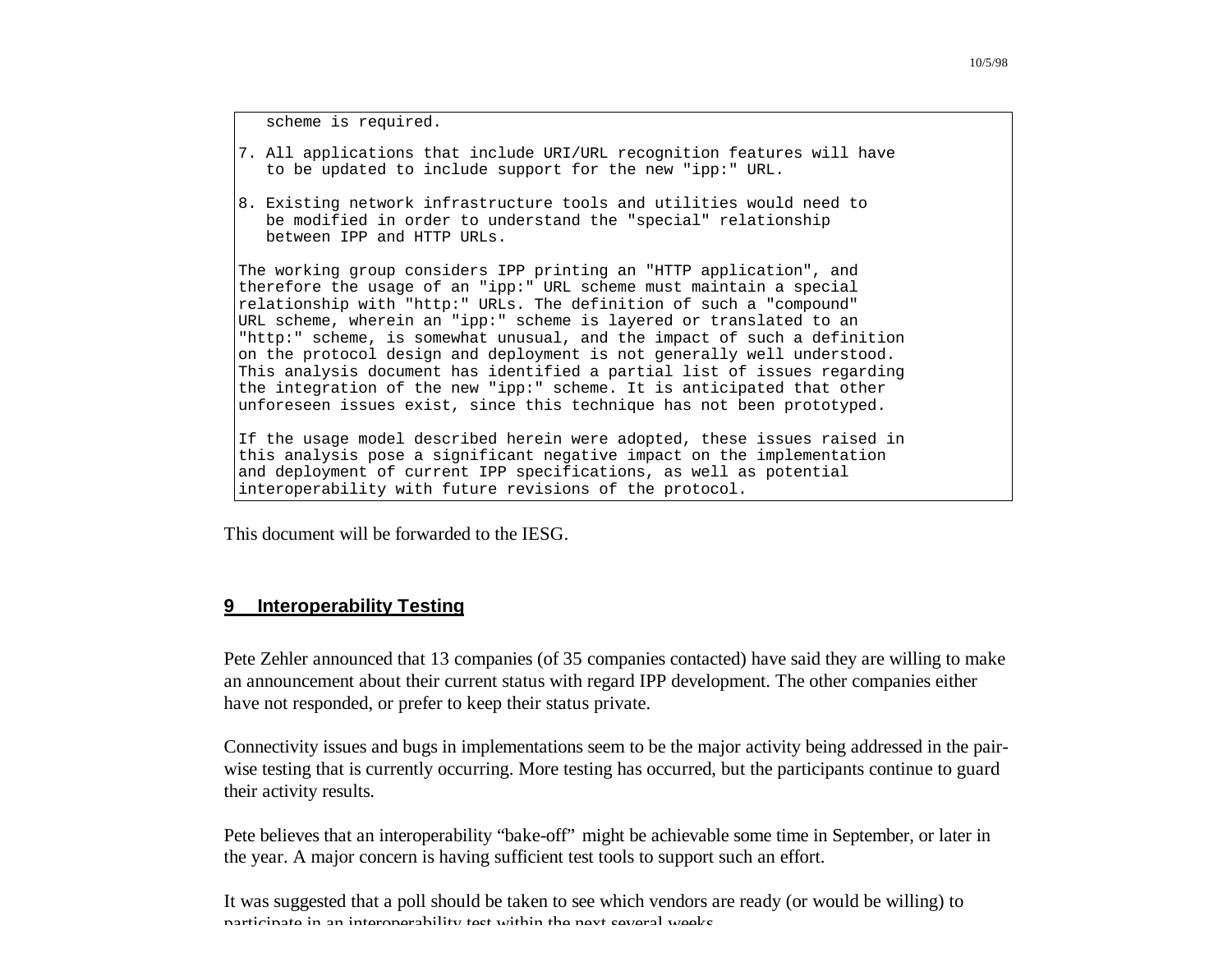```
   scheme is required.

7. All applications that include URI/URL recognition features will have
   to be updated to include support for the new "ipp:" URL.

8. Existing network infrastructure tools and utilities would need to
   be modified in order to understand the "special" relationship
   between IPP and HTTP URLs.

The working group considers IPP printing an "HTTP application", and
therefore the usage of an "ipp:" URL scheme must maintain a special
relationship with "http:" URLs. The definition of such a "compound"
URL scheme, wherein an "ipp:" scheme is layered or translated to an
"http:" scheme, is somewhat unusual, and the impact of such a definition
on the protocol design and deployment is not generally well understood.
This analysis document has identified a partial list of issues regarding
the integration of the new "ipp:" scheme. It is anticipated that other
unforeseen issues exist, since this technique has not been prototyped.

If the usage model described herein were adopted, these issues raised in
this analysis pose a significant negative impact on the implementation
and deployment of current IPP specifications, as well as potential
interoperability with future revisions of the protocol.
```

This document will be forwarded to the IESG.

## 9 Interoperability Testing

Pete Zehler announced that 13 companies (of 35 companies contacted) have said they are willing to make an announcement about their current status with regard IPP development. The other companies either have not responded, or prefer to keep their status private.

Connectivity issues and bugs in implementations seem to be the major activity being addressed in the pair-wise testing that is currently occurring. More testing has occurred, but the participants continue to guard their activity results.

Pete believes that an interoperability "bake-off" might be achievable some time in September, or later in the year. A major concern is having sufficient test tools to support such an effort.

It was suggested that a poll should be taken to see which vendors are ready (or would be willing) to participate in an interoperability test within the next several weeks.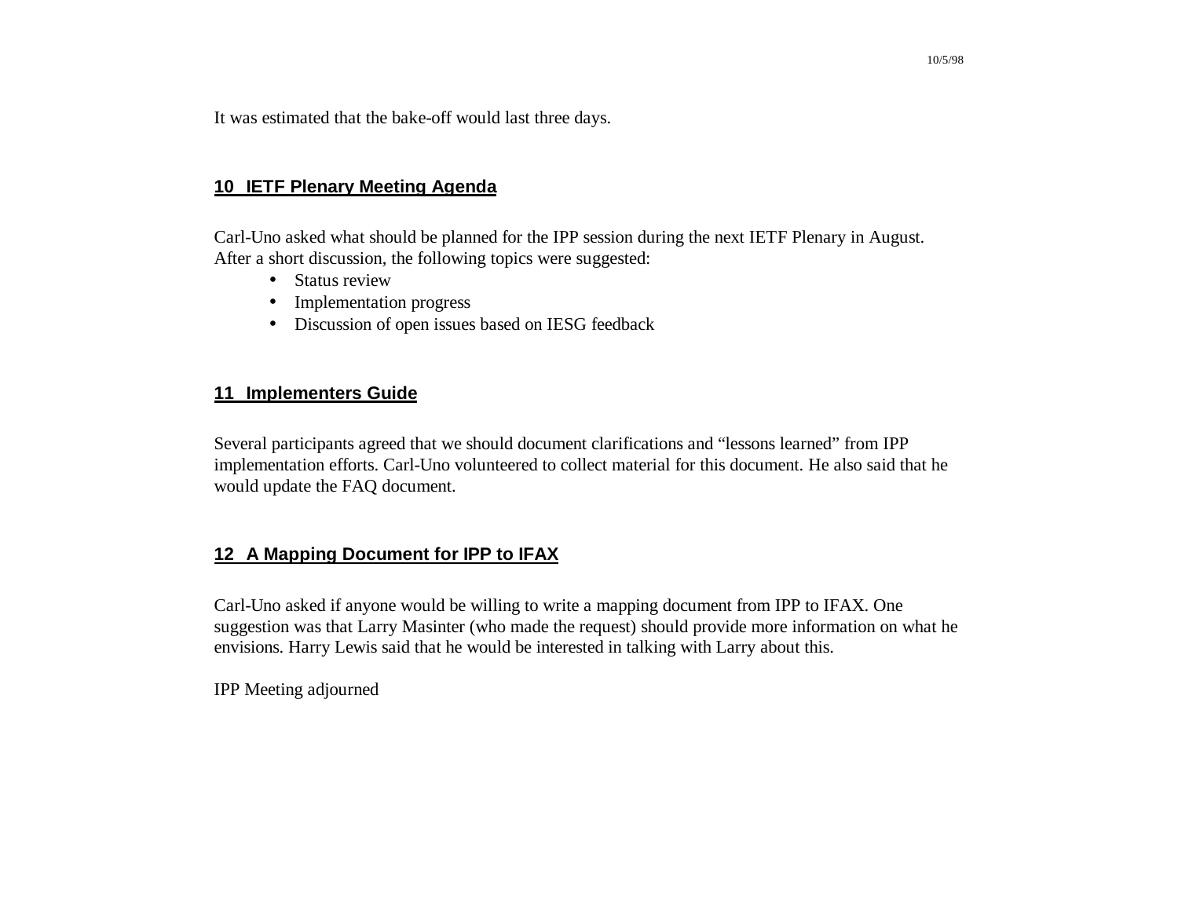It was estimated that the bake-off would last three days.

## 10 IETF Plenary Meeting Agenda

Carl-Uno asked what should be planned for the IPP session during the next IETF Plenary in August. After a short discussion, the following topics were suggested:

- Status review
- Implementation progress
- Discussion of open issues based on IESG feedback

## 11 Implementers Guide

Several participants agreed that we should document clarifications and "lessons learned" from IPP implementation efforts. Carl-Uno volunteered to collect material for this document. He also said that he would update the FAQ document.

## 12 A Mapping Document for IPP to IFAX

Carl-Uno asked if anyone would be willing to write a mapping document from IPP to IFAX. One suggestion was that Larry Masinter (who made the request) should provide more information on what he envisions. Harry Lewis said that he would be interested in talking with Larry about this.

IPP Meeting adjourned